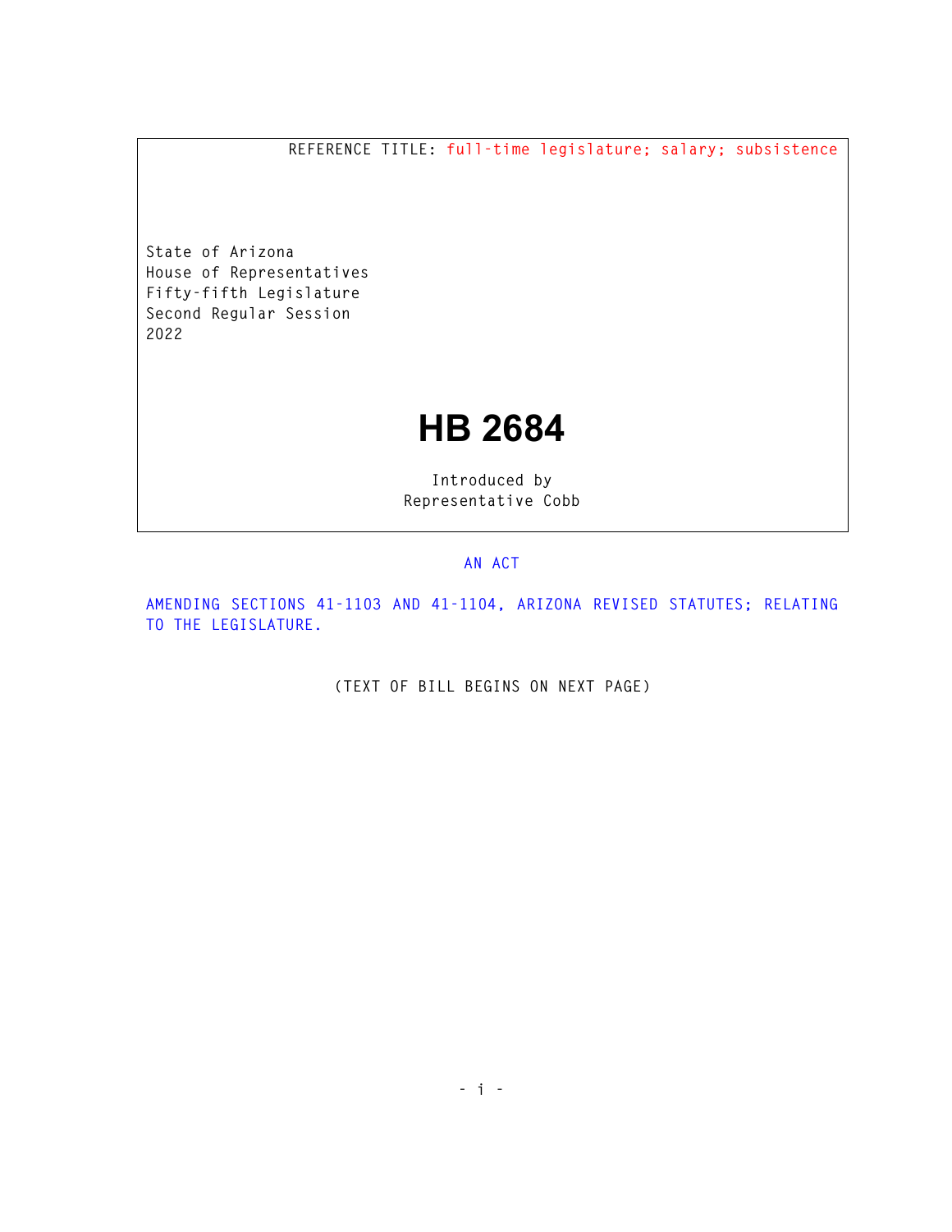REFERENCE TITLE: full-time legislature; salary; subsistence

State of Arizona
House of Representatives
Fifty-fifth Legislature
Second Regular Session
2022

# HB 2684

Introduced by
Representative Cobb

AN ACT

AMENDING SECTIONS 41-1103 AND 41-1104, ARIZONA REVISED STATUTES; RELATING TO THE LEGISLATURE.

(TEXT OF BILL BEGINS ON NEXT PAGE)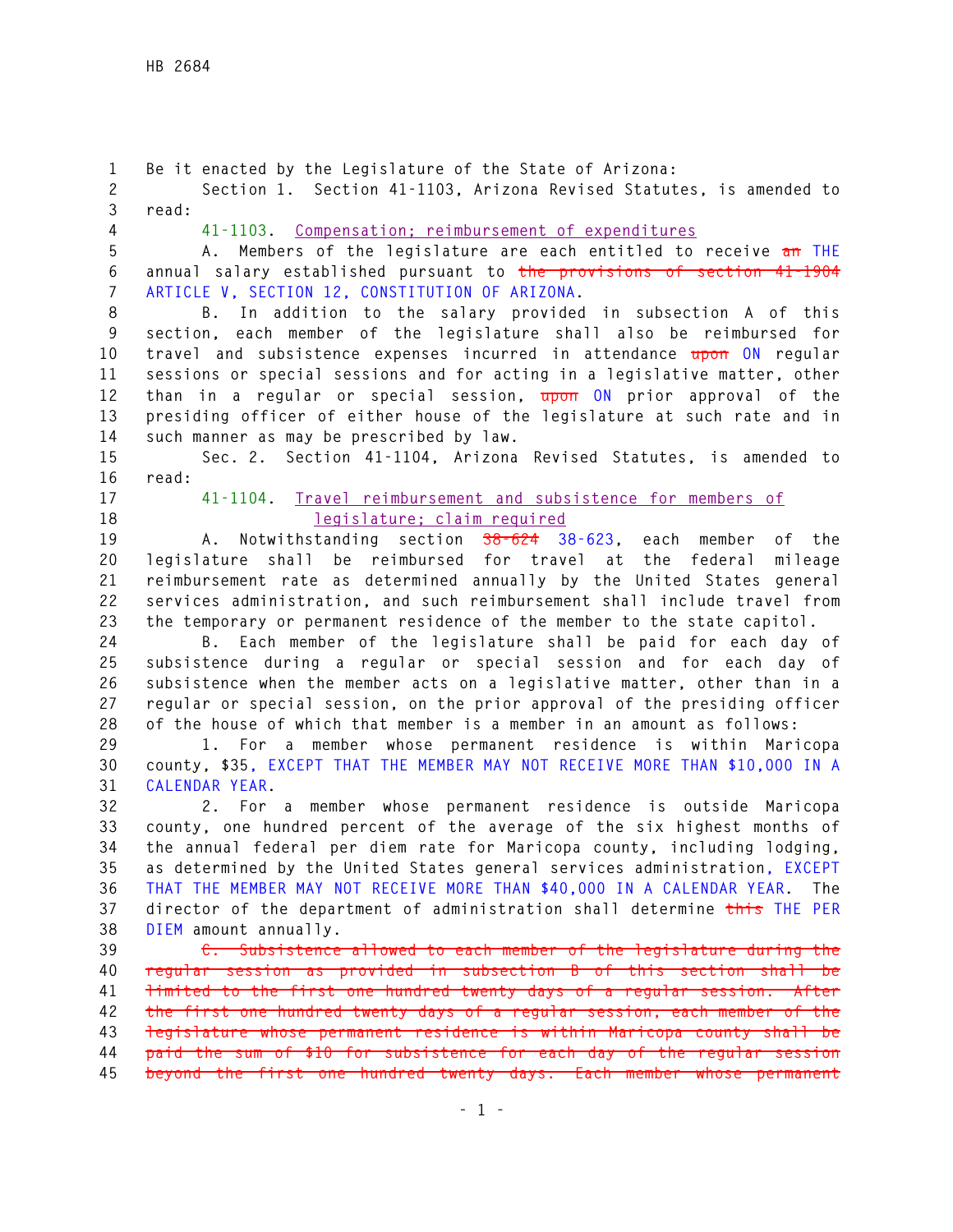Be it enacted by the Legislature of the State of Arizona:

Section 1. Section 41-1103, Arizona Revised Statutes, is amended to read:

41-1103. Compensation; reimbursement of expenditures

A. Members of the legislature are each entitled to receive ~~an~~ THE annual salary established pursuant to ~~the provisions of section 41-1904~~ ARTICLE V, SECTION 12, CONSTITUTION OF ARIZONA.

B. In addition to the salary provided in subsection A of this section, each member of the legislature shall also be reimbursed for travel and subsistence expenses incurred in attendance ~~upon~~ ON regular sessions or special sessions and for acting in a legislative matter, other than in a regular or special session, ~~upon~~ ON prior approval of the presiding officer of either house of the legislature at such rate and in such manner as may be prescribed by law.

Sec. 2. Section 41-1104, Arizona Revised Statutes, is amended to read:

41-1104. Travel reimbursement and subsistence for members of legislature; claim required

A. Notwithstanding section ~~38-624~~ 38-623, each member of the legislature shall be reimbursed for travel at the federal mileage reimbursement rate as determined annually by the United States general services administration, and such reimbursement shall include travel from the temporary or permanent residence of the member to the state capitol.

B. Each member of the legislature shall be paid for each day of subsistence during a regular or special session and for each day of subsistence when the member acts on a legislative matter, other than in a regular or special session, on the prior approval of the presiding officer of the house of which that member is a member in an amount as follows:

1. For a member whose permanent residence is within Maricopa county, $35, EXCEPT THAT THE MEMBER MAY NOT RECEIVE MORE THAN $10,000 IN A CALENDAR YEAR.

2. For a member whose permanent residence is outside Maricopa county, one hundred percent of the average of the six highest months of the annual federal per diem rate for Maricopa county, including lodging, as determined by the United States general services administration, EXCEPT THAT THE MEMBER MAY NOT RECEIVE MORE THAN $40,000 IN A CALENDAR YEAR. The director of the department of administration shall determine ~~this~~ THE PER DIEM amount annually.

~~C. Subsistence allowed to each member of the legislature during the regular session as provided in subsection B of this section shall be limited to the first one hundred twenty days of a regular session. After the first one hundred twenty days of a regular session, each member of the legislature whose permanent residence is within Maricopa county shall be paid the sum of $10 for subsistence for each day of the regular session beyond the first one hundred twenty days. Each member whose permanent~~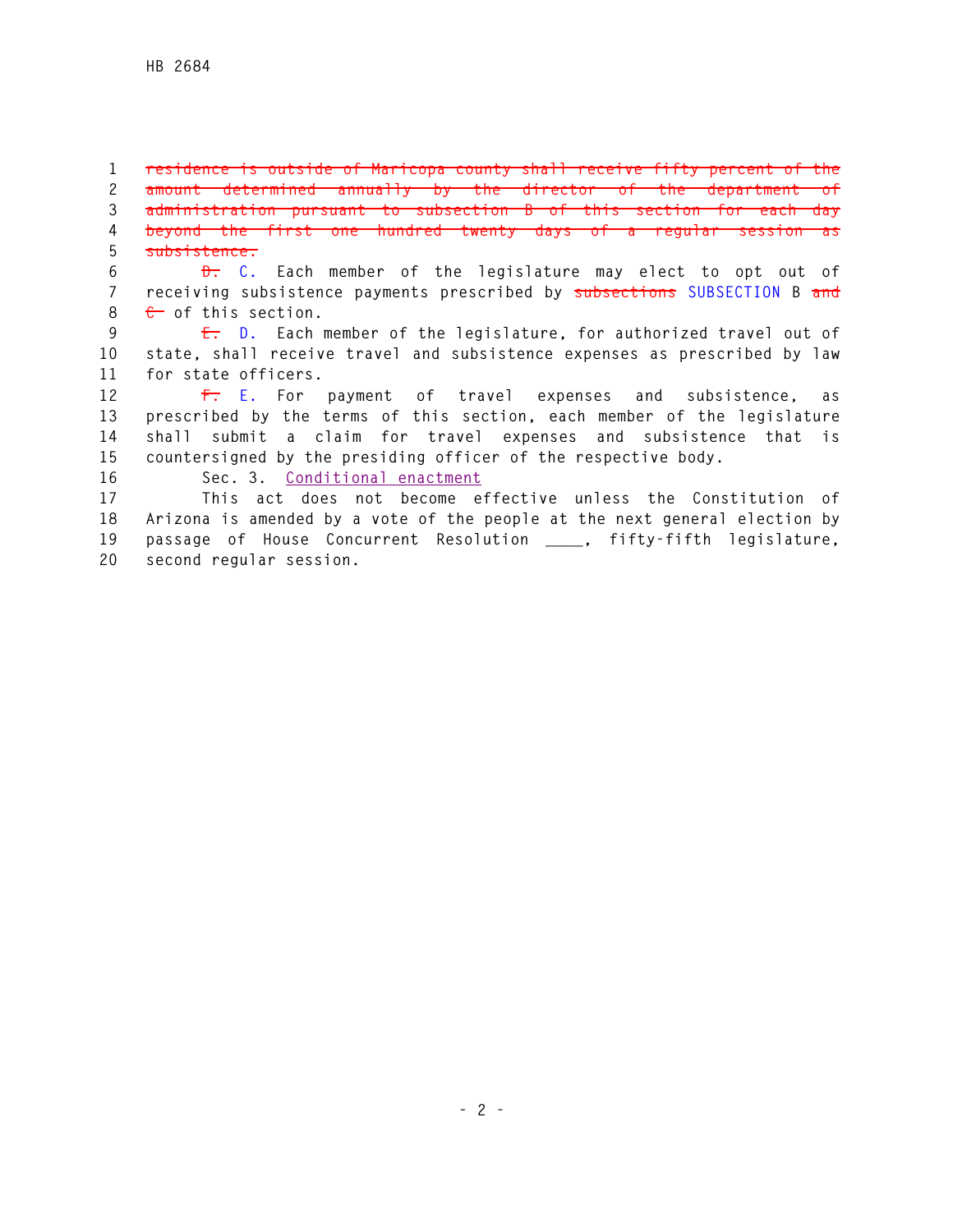~~residence is outside of Maricopa county shall receive fifty percent of the amount determined annually by the director of the department of administration pursuant to subsection B of this section for each day beyond the first one hundred twenty days of a regular session as subsistence.~~

~~D.~~ C. Each member of the legislature may elect to opt out of receiving subsistence payments prescribed by ~~subsections~~ SUBSECTION B ~~and C~~ of this section.

~~E.~~ D. Each member of the legislature, for authorized travel out of state, shall receive travel and subsistence expenses as prescribed by law for state officers.

~~F.~~ E. For payment of travel expenses and subsistence, as prescribed by the terms of this section, each member of the legislature shall submit a claim for travel expenses and subsistence that is countersigned by the presiding officer of the respective body.

Sec. 3. Conditional enactment

This act does not become effective unless the Constitution of Arizona is amended by a vote of the people at the next general election by passage of House Concurrent Resolution ____, fifty-fifth legislature, second regular session.